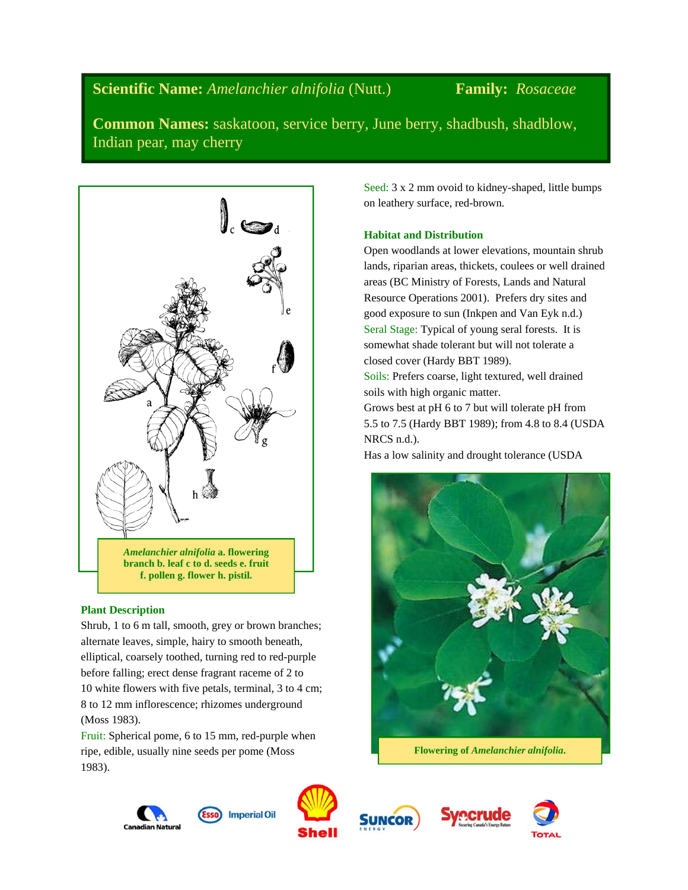**Scientific Name:** *Amelanchier alnifolia* (Nutt.) **Family:** *Rosaceae*

**Common Names:** saskatoon, service berry, June berry, shadbush, shadblow, Indian pear, may cherry

*Amelanchier alnifolia* **a. flowering branch b. leaf c to d. seeds e. fruit f. pollen g. flower h. pistil.**

### Plant Description

Shrub, 1 to 6 m tall, smooth, grey or brown branches; alternate leaves, simple, hairy to smooth beneath, elliptical, coarsely toothed, turning red to red-purple before falling; erect dense fragrant raceme of 2 to 10 white flowers with five petals, terminal, 3 to 4 cm; 8 to 12 mm inflorescence; rhizomes underground (Moss 1983).

Fruit: Spherical pome, 6 to 15 mm, red-purple when ripe, edible, usually nine seeds per pome (Moss 1983).

Seed: 3 x 2 mm ovoid to kidney-shaped, little bumps on leathery surface, red-brown.

### Habitat and Distribution

Open woodlands at lower elevations, mountain shrub lands, riparian areas, thickets, coulees or well drained areas (BC Ministry of Forests, Lands and Natural Resource Operations 2001). Prefers dry sites and good exposure to sun (Inkpen and Van Eyk n.d.)

Seral Stage: Typical of young seral forests. It is somewhat shade tolerant but will not tolerate a closed cover (Hardy BBT 1989).

Soils: Prefers coarse, light textured, well drained soils with high organic matter.

Grows best at pH 6 to 7 but will tolerate pH from 5.5 to 7.5 (Hardy BBT 1989); from 4.8 to 8.4 (USDA NRCS n.d.).

Has a low salinity and drought tolerance (USDA

**Flowering of *Amelanchier alnifolia*.**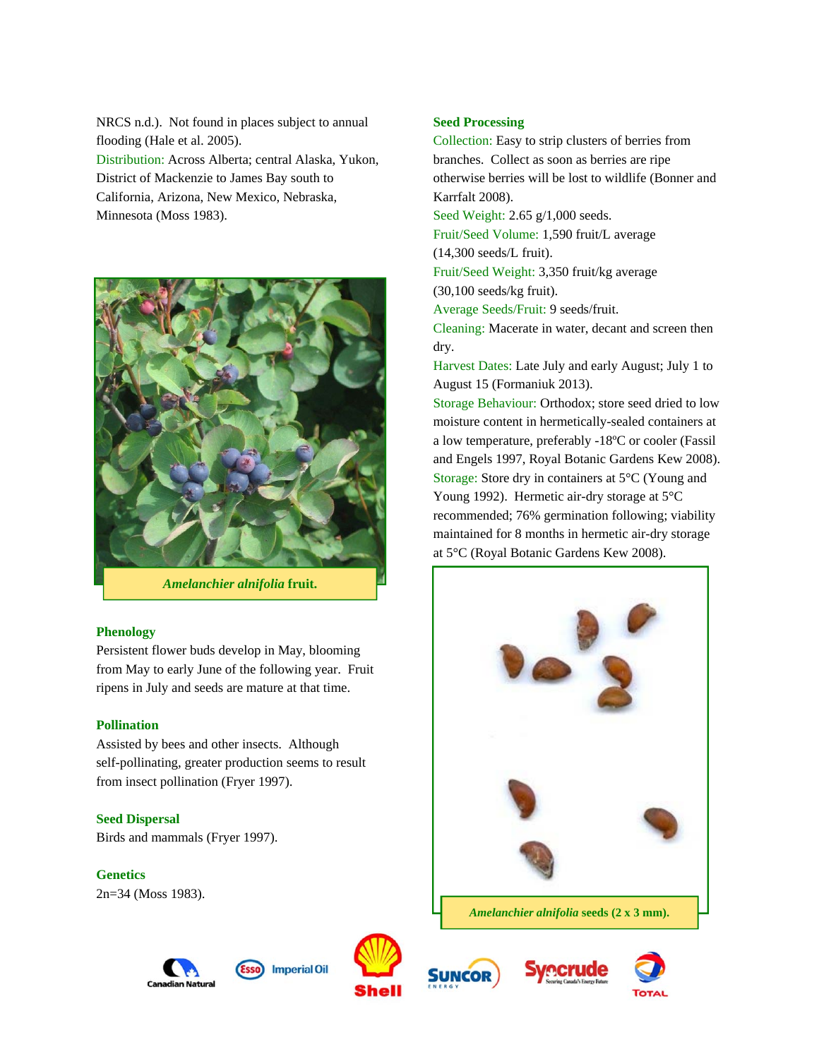NRCS n.d.). Not found in places subject to annual flooding (Hale et al. 2005).
Distribution: Across Alberta; central Alaska, Yukon, District of Mackenzie to James Bay south to California, Arizona, New Mexico, Nebraska, Minnesota (Moss 1983).

***Amelanchier alnifolia* fruit.**

### Phenology

Persistent flower buds develop in May, blooming from May to early June of the following year. Fruit ripens in July and seeds are mature at that time.

### Pollination

Assisted by bees and other insects. Although self-pollinating, greater production seems to result from insect pollination (Fryer 1997).

### Seed Dispersal

Birds and mammals (Fryer 1997).

### Genetics

2n=34 (Moss 1983).

### Seed Processing

Collection: Easy to strip clusters of berries from branches. Collect as soon as berries are ripe otherwise berries will be lost to wildlife (Bonner and Karrfalt 2008).
Seed Weight: 2.65 g/1,000 seeds.
Fruit/Seed Volume: 1,590 fruit/L average (14,300 seeds/L fruit).
Fruit/Seed Weight: 3,350 fruit/kg average (30,100 seeds/kg fruit).
Average Seeds/Fruit: 9 seeds/fruit.
Cleaning: Macerate in water, decant and screen then dry.
Harvest Dates: Late July and early August; July 1 to August 15 (Formaniuk 2013).
Storage Behaviour: Orthodox; store seed dried to low moisture content in hermetically-sealed containers at a low temperature, preferably -18ºC or cooler (Fassil and Engels 1997, Royal Botanic Gardens Kew 2008).
Storage: Store dry in containers at 5°C (Young and Young 1992). Hermetic air-dry storage at 5°C recommended; 76% germination following; viability maintained for 8 months in hermetic air-dry storage at 5°C (Royal Botanic Gardens Kew 2008).

***Amelanchier alnifolia* seeds (2 x 3 mm).**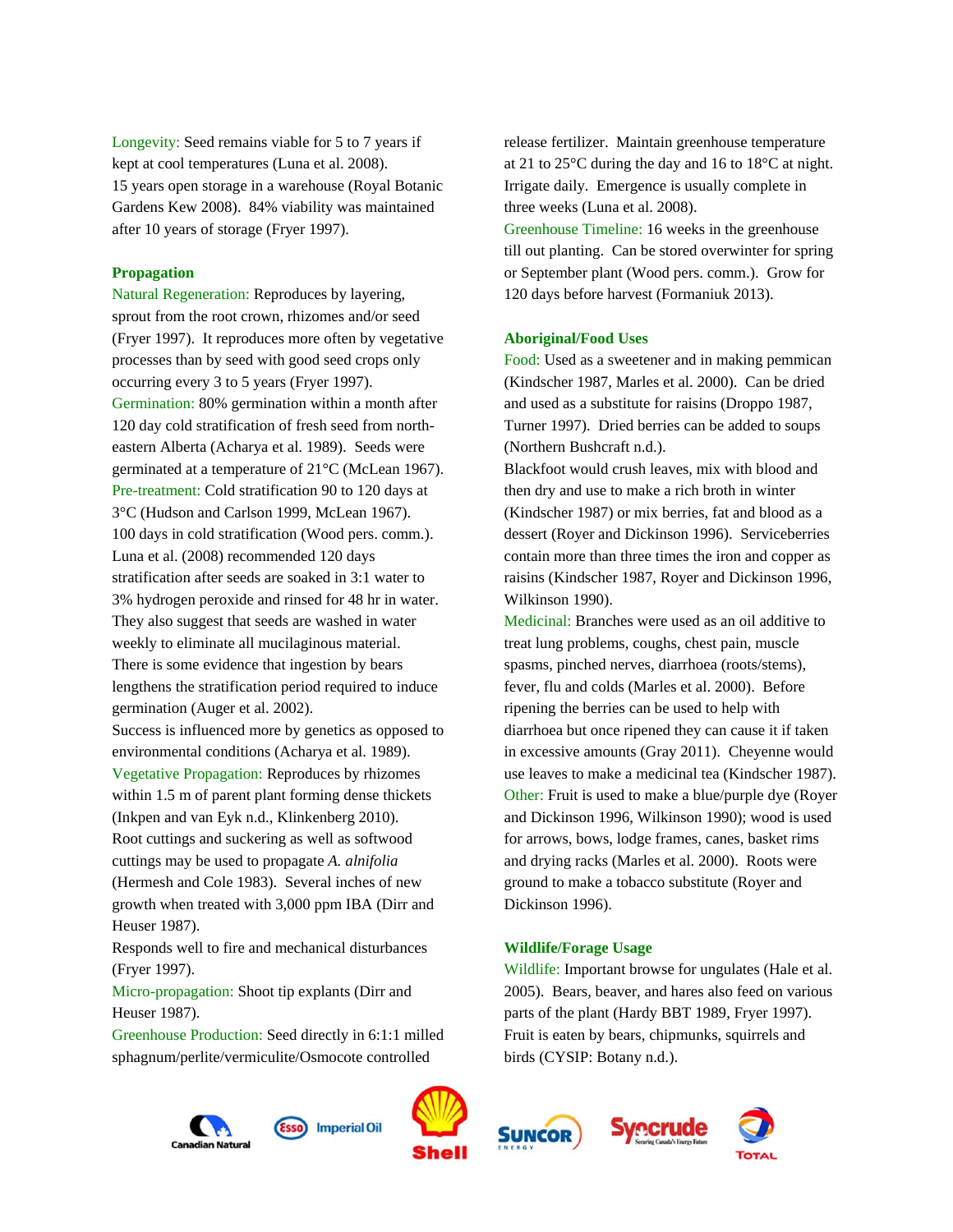Longevity: Seed remains viable for 5 to 7 years if kept at cool temperatures (Luna et al. 2008). 15 years open storage in a warehouse (Royal Botanic Gardens Kew 2008). 84% viability was maintained after 10 years of storage (Fryer 1997).

## Propagation

Natural Regeneration: Reproduces by layering, sprout from the root crown, rhizomes and/or seed (Fryer 1997). It reproduces more often by vegetative processes than by seed with good seed crops only occurring every 3 to 5 years (Fryer 1997).

Germination: 80% germination within a month after 120 day cold stratification of fresh seed from north-eastern Alberta (Acharya et al. 1989). Seeds were germinated at a temperature of 21°C (McLean 1967).

Pre-treatment: Cold stratification 90 to 120 days at 3°C (Hudson and Carlson 1999, McLean 1967). 100 days in cold stratification (Wood pers. comm.). Luna et al. (2008) recommended 120 days stratification after seeds are soaked in 3:1 water to 3% hydrogen peroxide and rinsed for 48 hr in water. They also suggest that seeds are washed in water weekly to eliminate all mucilaginous material. There is some evidence that ingestion by bears lengthens the stratification period required to induce germination (Auger et al. 2002).

Success is influenced more by genetics as opposed to environmental conditions (Acharya et al. 1989).

Vegetative Propagation: Reproduces by rhizomes within 1.5 m of parent plant forming dense thickets (Inkpen and van Eyk n.d., Klinkenberg 2010). Root cuttings and suckering as well as softwood cuttings may be used to propagate *A. alnifolia* (Hermesh and Cole 1983). Several inches of new growth when treated with 3,000 ppm IBA (Dirr and Heuser 1987).

Responds well to fire and mechanical disturbances (Fryer 1997).

Micro-propagation: Shoot tip explants (Dirr and Heuser 1987).

Greenhouse Production: Seed directly in 6:1:1 milled sphagnum/perlite/vermiculite/Osmocote controlled release fertilizer. Maintain greenhouse temperature at 21 to 25°C during the day and 16 to 18°C at night. Irrigate daily. Emergence is usually complete in three weeks (Luna et al. 2008).

Greenhouse Timeline: 16 weeks in the greenhouse till out planting. Can be stored overwinter for spring or September plant (Wood pers. comm.). Grow for 120 days before harvest (Formaniuk 2013).

## Aboriginal/Food Uses

Food: Used as a sweetener and in making pemmican (Kindscher 1987, Marles et al. 2000). Can be dried and used as a substitute for raisins (Droppo 1987, Turner 1997). Dried berries can be added to soups (Northern Bushcraft n.d.).

Blackfoot would crush leaves, mix with blood and then dry and use to make a rich broth in winter (Kindscher 1987) or mix berries, fat and blood as a dessert (Royer and Dickinson 1996). Serviceberries contain more than three times the iron and copper as raisins (Kindscher 1987, Royer and Dickinson 1996, Wilkinson 1990).

Medicinal: Branches were used as an oil additive to treat lung problems, coughs, chest pain, muscle spasms, pinched nerves, diarrhoea (roots/stems), fever, flu and colds (Marles et al. 2000). Before ripening the berries can be used to help with diarrhoea but once ripened they can cause it if taken in excessive amounts (Gray 2011). Cheyenne would use leaves to make a medicinal tea (Kindscher 1987).

Other: Fruit is used to make a blue/purple dye (Royer and Dickinson 1996, Wilkinson 1990); wood is used for arrows, bows, lodge frames, canes, basket rims and drying racks (Marles et al. 2000). Roots were ground to make a tobacco substitute (Royer and Dickinson 1996).

## Wildlife/Forage Usage

Wildlife: Important browse for ungulates (Hale et al. 2005). Bears, beaver, and hares also feed on various parts of the plant (Hardy BBT 1989, Fryer 1997). Fruit is eaten by bears, chipmunks, squirrels and birds (CYSIP: Botany n.d.).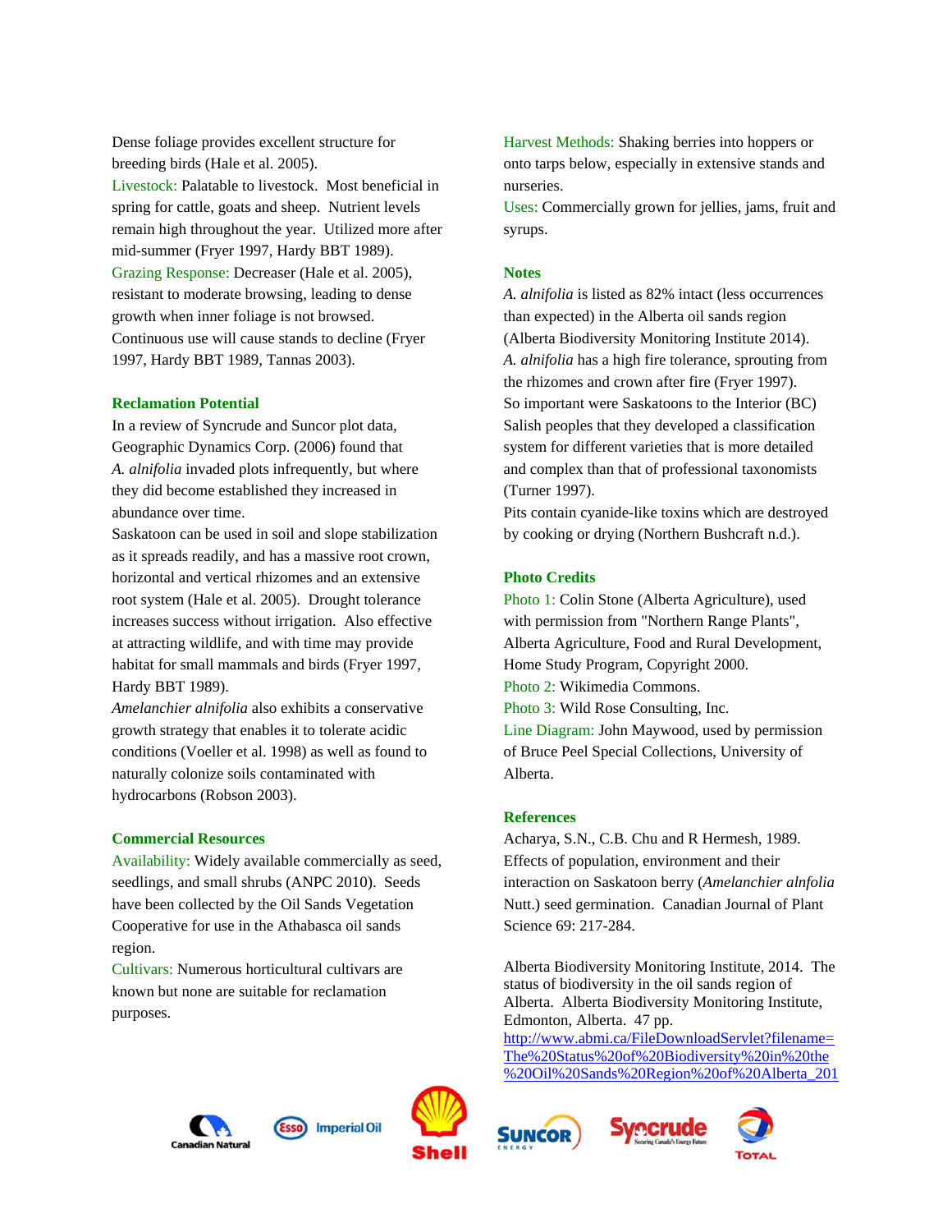Dense foliage provides excellent structure for breeding birds (Hale et al. 2005).
Livestock: Palatable to livestock. Most beneficial in spring for cattle, goats and sheep. Nutrient levels remain high throughout the year. Utilized more after mid-summer (Fryer 1997, Hardy BBT 1989).
Grazing Response: Decreaser (Hale et al. 2005), resistant to moderate browsing, leading to dense growth when inner foliage is not browsed. Continuous use will cause stands to decline (Fryer 1997, Hardy BBT 1989, Tannas 2003).

## Reclamation Potential

In a review of Syncrude and Suncor plot data, Geographic Dynamics Corp. (2006) found that *A. alnifolia* invaded plots infrequently, but where they did become established they increased in abundance over time.
Saskatoon can be used in soil and slope stabilization as it spreads readily, and has a massive root crown, horizontal and vertical rhizomes and an extensive root system (Hale et al. 2005). Drought tolerance increases success without irrigation. Also effective at attracting wildlife, and with time may provide habitat for small mammals and birds (Fryer 1997, Hardy BBT 1989).
*Amelanchier alnifolia* also exhibits a conservative growth strategy that enables it to tolerate acidic conditions (Voeller et al. 1998) as well as found to naturally colonize soils contaminated with hydrocarbons (Robson 2003).

## Commercial Resources

Availability: Widely available commercially as seed, seedlings, and small shrubs (ANPC 2010). Seeds have been collected by the Oil Sands Vegetation Cooperative for use in the Athabasca oil sands region.
Cultivars: Numerous horticultural cultivars are known but none are suitable for reclamation purposes.
Harvest Methods: Shaking berries into hoppers or onto tarps below, especially in extensive stands and nurseries.
Uses: Commercially grown for jellies, jams, fruit and syrups.

## Notes

*A. alnifolia* is listed as 82% intact (less occurrences than expected) in the Alberta oil sands region (Alberta Biodiversity Monitoring Institute 2014).
*A. alnifolia* has a high fire tolerance, sprouting from the rhizomes and crown after fire (Fryer 1997).
So important were Saskatoons to the Interior (BC) Salish peoples that they developed a classification system for different varieties that is more detailed and complex than that of professional taxonomists (Turner 1997).
Pits contain cyanide-like toxins which are destroyed by cooking or drying (Northern Bushcraft n.d.).

## Photo Credits

Photo 1: Colin Stone (Alberta Agriculture), used with permission from "Northern Range Plants", Alberta Agriculture, Food and Rural Development, Home Study Program, Copyright 2000.
Photo 2: Wikimedia Commons.
Photo 3: Wild Rose Consulting, Inc.
Line Diagram: John Maywood, used by permission of Bruce Peel Special Collections, University of Alberta.

## References

Acharya, S.N., C.B. Chu and R Hermesh, 1989. Effects of population, environment and their interaction on Saskatoon berry (*Amelanchier alnfolia* Nutt.) seed germination. Canadian Journal of Plant Science 69: 217-284.

Alberta Biodiversity Monitoring Institute, 2014. The status of biodiversity in the oil sands region of Alberta. Alberta Biodiversity Monitoring Institute, Edmonton, Alberta. 47 pp.
http://www.abmi.ca/FileDownloadServlet?filename=The%20Status%20of%20Biodiversity%20in%20the%20Oil%20Sands%20Region%20of%20Alberta_201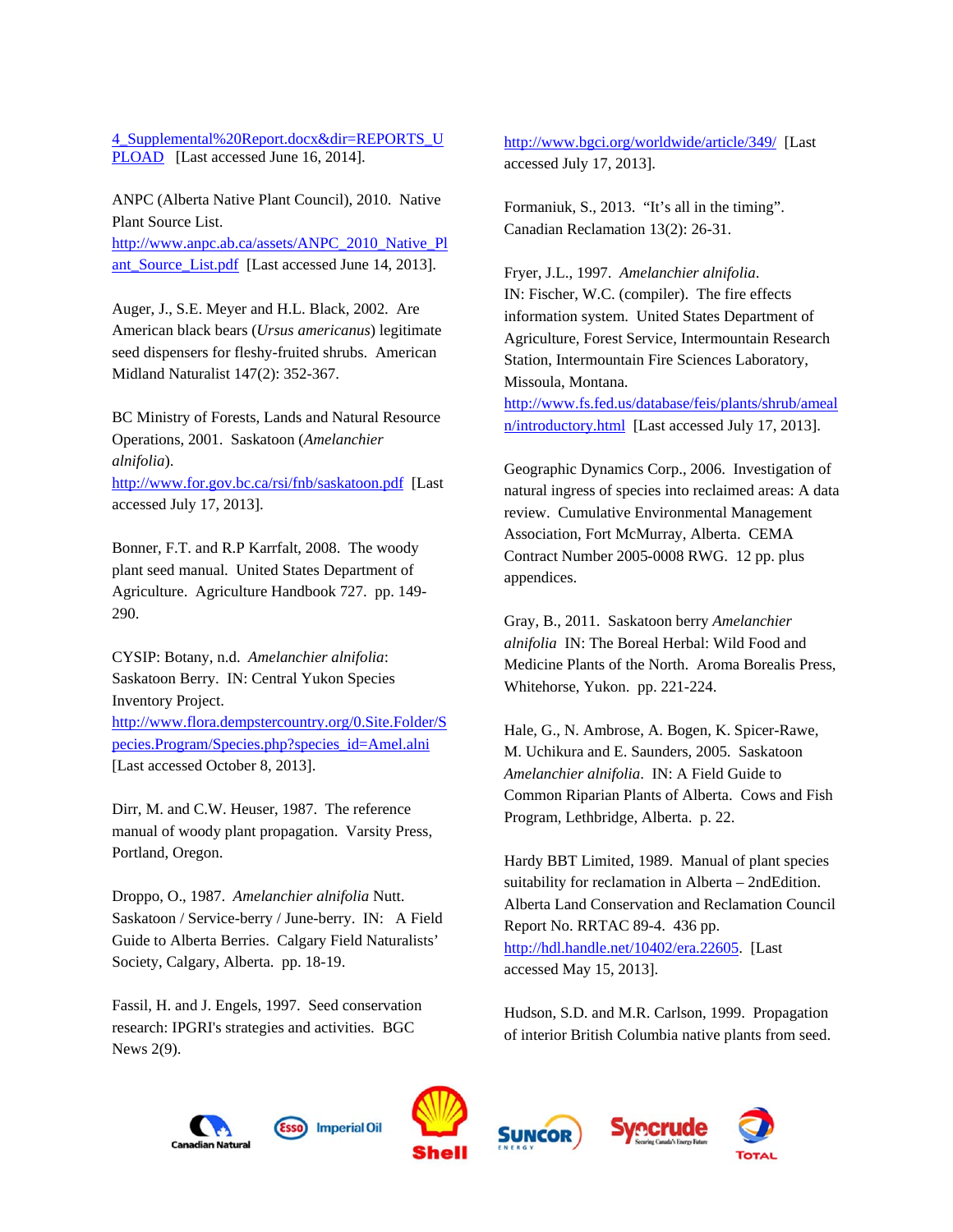4_Supplemental%20Report.docx&dir=REPORTS_UPLOAD [Last accessed June 16, 2014].

ANPC (Alberta Native Plant Council), 2010. Native Plant Source List. http://www.anpc.ab.ca/assets/ANPC_2010_Native_Plant_Source_List.pdf [Last accessed June 14, 2013].

Auger, J., S.E. Meyer and H.L. Black, 2002. Are American black bears (*Ursus americanus*) legitimate seed dispensers for fleshy-fruited shrubs. American Midland Naturalist 147(2): 352-367.

BC Ministry of Forests, Lands and Natural Resource Operations, 2001. Saskatoon (*Amelanchier alnifolia*). http://www.for.gov.bc.ca/rsi/fnb/saskatoon.pdf [Last accessed July 17, 2013].

Bonner, F.T. and R.P Karrfalt, 2008. The woody plant seed manual. United States Department of Agriculture. Agriculture Handbook 727. pp. 149-290.

CYSIP: Botany, n.d. *Amelanchier alnifolia*: Saskatoon Berry. IN: Central Yukon Species Inventory Project. http://www.flora.dempstercountry.org/0.Site.Folder/Species.Program/Species.php?species_id=Amel.alni [Last accessed October 8, 2013].

Dirr, M. and C.W. Heuser, 1987. The reference manual of woody plant propagation. Varsity Press, Portland, Oregon.

Droppo, O., 1987. *Amelanchier alnifolia* Nutt. Saskatoon / Service-berry / June-berry. IN: A Field Guide to Alberta Berries. Calgary Field Naturalists' Society, Calgary, Alberta. pp. 18-19.

Fassil, H. and J. Engels, 1997. Seed conservation research: IPGRI's strategies and activities. BGC News 2(9). http://www.bgci.org/worldwide/article/349/ [Last accessed July 17, 2013].

Formaniuk, S., 2013. "It's all in the timing". Canadian Reclamation 13(2): 26-31.

Fryer, J.L., 1997. *Amelanchier alnifolia*. IN: Fischer, W.C. (compiler). The fire effects information system. United States Department of Agriculture, Forest Service, Intermountain Research Station, Intermountain Fire Sciences Laboratory, Missoula, Montana. http://www.fs.fed.us/database/feis/plants/shrub/ameal n/introductory.html [Last accessed July 17, 2013].

Geographic Dynamics Corp., 2006. Investigation of natural ingress of species into reclaimed areas: A data review. Cumulative Environmental Management Association, Fort McMurray, Alberta. CEMA Contract Number 2005-0008 RWG. 12 pp. plus appendices.

Gray, B., 2011. Saskatoon berry *Amelanchier alnifolia* IN: The Boreal Herbal: Wild Food and Medicine Plants of the North. Aroma Borealis Press, Whitehorse, Yukon. pp. 221-224.

Hale, G., N. Ambrose, A. Bogen, K. Spicer-Rawe, M. Uchikura and E. Saunders, 2005. Saskatoon *Amelanchier alnifolia*. IN: A Field Guide to Common Riparian Plants of Alberta. Cows and Fish Program, Lethbridge, Alberta. p. 22.

Hardy BBT Limited, 1989. Manual of plant species suitability for reclamation in Alberta – 2ndEdition. Alberta Land Conservation and Reclamation Council Report No. RRTAC 89-4. 436 pp. http://hdl.handle.net/10402/era.22605. [Last accessed May 15, 2013].

Hudson, S.D. and M.R. Carlson, 1999. Propagation of interior British Columbia native plants from seed.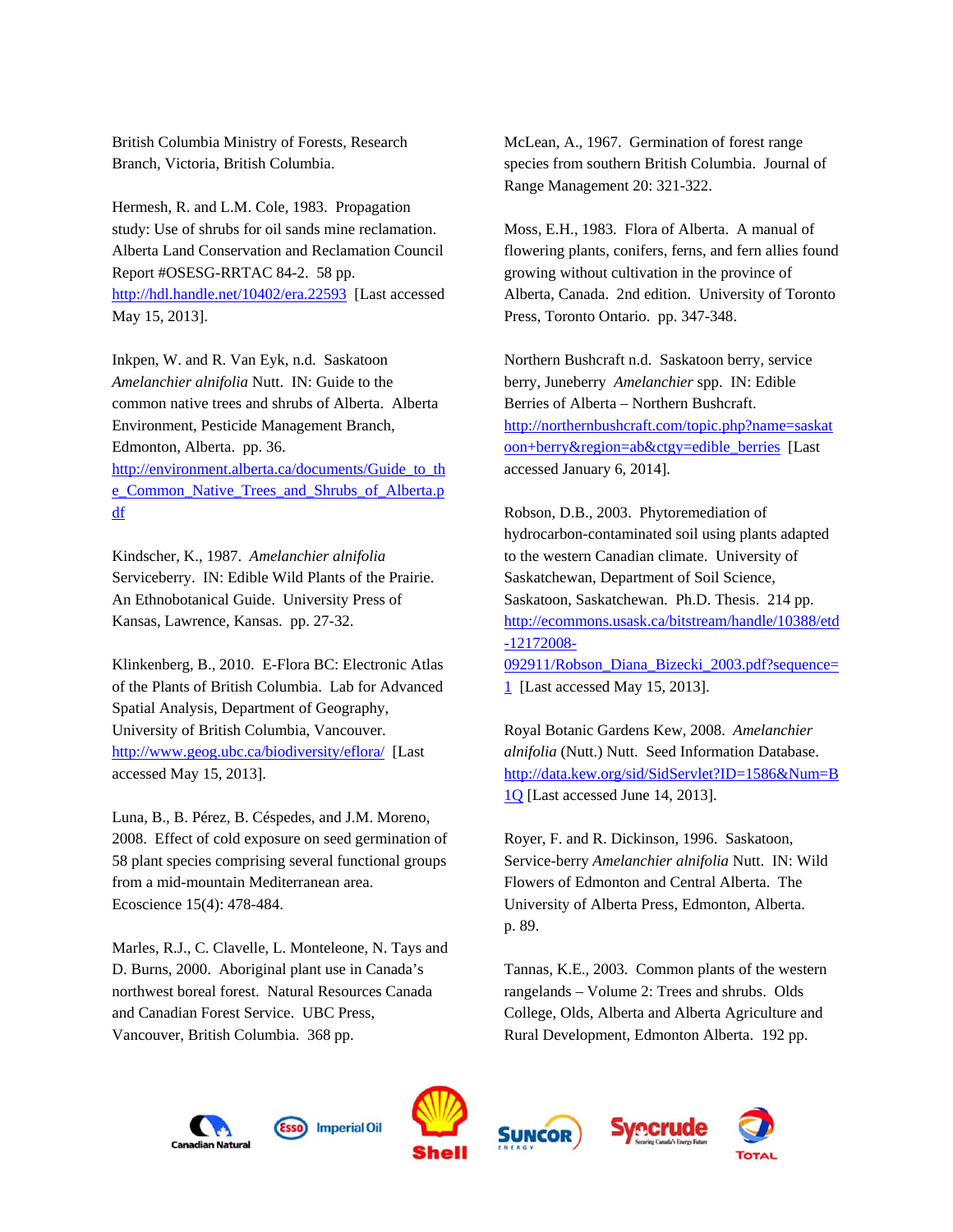British Columbia Ministry of Forests, Research Branch, Victoria, British Columbia.

Hermesh, R. and L.M. Cole, 1983. Propagation study: Use of shrubs for oil sands mine reclamation. Alberta Land Conservation and Reclamation Council Report #OSESG-RRTAC 84-2. 58 pp. http://hdl.handle.net/10402/era.22593 [Last accessed May 15, 2013].

Inkpen, W. and R. Van Eyk, n.d. Saskatoon *Amelanchier alnifolia* Nutt. IN: Guide to the common native trees and shrubs of Alberta. Alberta Environment, Pesticide Management Branch, Edmonton, Alberta. pp. 36. http://environment.alberta.ca/documents/Guide_to_the_Common_Native_Trees_and_Shrubs_of_Alberta.pdf

Kindscher, K., 1987. *Amelanchier alnifolia* Serviceberry. IN: Edible Wild Plants of the Prairie. An Ethnobotanical Guide. University Press of Kansas, Lawrence, Kansas. pp. 27-32.

Klinkenberg, B., 2010. E-Flora BC: Electronic Atlas of the Plants of British Columbia. Lab for Advanced Spatial Analysis, Department of Geography, University of British Columbia, Vancouver. http://www.geog.ubc.ca/biodiversity/eflora/ [Last accessed May 15, 2013].

Luna, B., B. Pérez, B. Céspedes, and J.M. Moreno, 2008. Effect of cold exposure on seed germination of 58 plant species comprising several functional groups from a mid-mountain Mediterranean area. Ecoscience 15(4): 478-484.

Marles, R.J., C. Clavelle, L. Monteleone, N. Tays and D. Burns, 2000. Aboriginal plant use in Canada's northwest boreal forest. Natural Resources Canada and Canadian Forest Service. UBC Press, Vancouver, British Columbia. 368 pp.

McLean, A., 1967. Germination of forest range species from southern British Columbia. Journal of Range Management 20: 321-322.

Moss, E.H., 1983. Flora of Alberta. A manual of flowering plants, conifers, ferns, and fern allies found growing without cultivation in the province of Alberta, Canada. 2nd edition. University of Toronto Press, Toronto Ontario. pp. 347-348.

Northern Bushcraft n.d. Saskatoon berry, service berry, Juneberry *Amelanchier* spp. IN: Edible Berries of Alberta – Northern Bushcraft. http://northernbushcraft.com/topic.php?name=saskatoon+berry&region=ab&ctgy=edible_berries [Last accessed January 6, 2014].

Robson, D.B., 2003. Phytoremediation of hydrocarbon-contaminated soil using plants adapted to the western Canadian climate. University of Saskatchewan, Department of Soil Science, Saskatoon, Saskatchewan. Ph.D. Thesis. 214 pp. http://ecommons.usask.ca/bitstream/handle/10388/etd-12172008-092911/Robson_Diana_Bizecki_2003.pdf?sequence=1 [Last accessed May 15, 2013].

Royal Botanic Gardens Kew, 2008. *Amelanchier alnifolia* (Nutt.) Nutt. Seed Information Database. http://data.kew.org/sid/SidServlet?ID=1586&Num=B1Q [Last accessed June 14, 2013].

Royer, F. and R. Dickinson, 1996. Saskatoon, Service-berry *Amelanchier alnifolia* Nutt. IN: Wild Flowers of Edmonton and Central Alberta. The University of Alberta Press, Edmonton, Alberta. p. 89.

Tannas, K.E., 2003. Common plants of the western rangelands – Volume 2: Trees and shrubs. Olds College, Olds, Alberta and Alberta Agriculture and Rural Development, Edmonton Alberta. 192 pp.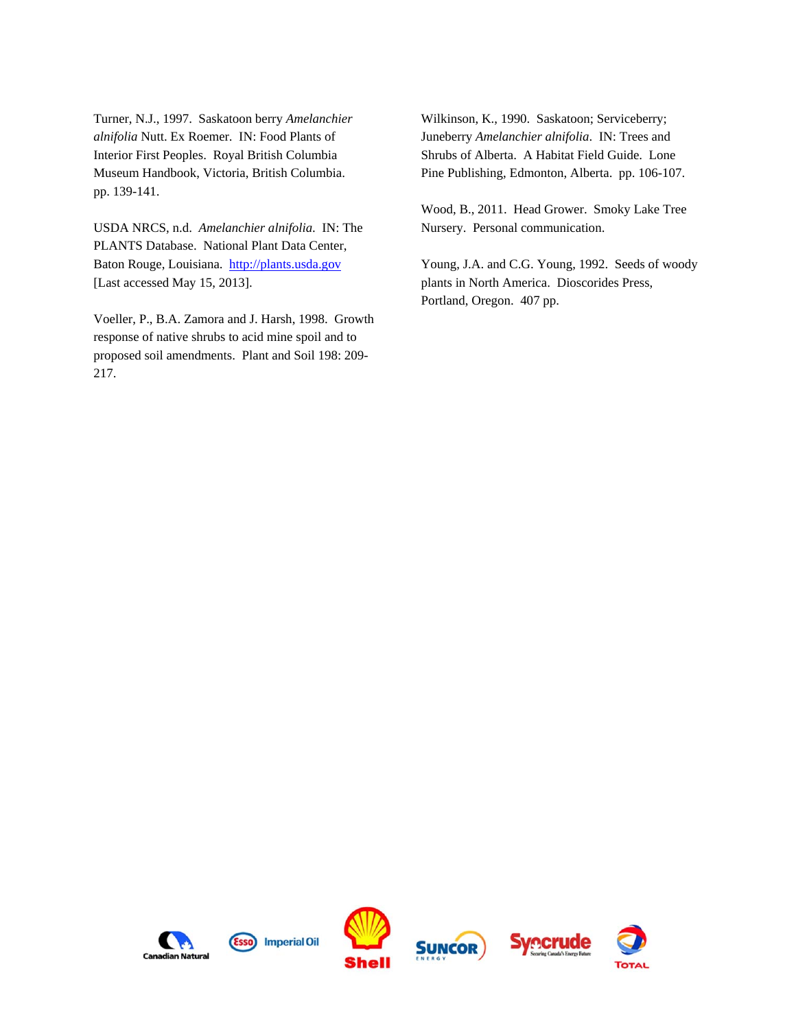Turner, N.J., 1997. Saskatoon berry *Amelanchier alnifolia* Nutt. Ex Roemer. IN: Food Plants of Interior First Peoples. Royal British Columbia Museum Handbook, Victoria, British Columbia. pp. 139-141.

USDA NRCS, n.d. *Amelanchier alnifolia.* IN: The PLANTS Database. National Plant Data Center, Baton Rouge, Louisiana. http://plants.usda.gov [Last accessed May 15, 2013].

Voeller, P., B.A. Zamora and J. Harsh, 1998. Growth response of native shrubs to acid mine spoil and to proposed soil amendments. Plant and Soil 198: 209-217.

Wilkinson, K., 1990. Saskatoon; Serviceberry; Juneberry *Amelanchier alnifolia.* IN: Trees and Shrubs of Alberta. A Habitat Field Guide. Lone Pine Publishing, Edmonton, Alberta. pp. 106-107.

Wood, B., 2011. Head Grower. Smoky Lake Tree Nursery. Personal communication.

Young, J.A. and C.G. Young, 1992. Seeds of woody plants in North America. Dioscorides Press, Portland, Oregon. 407 pp.